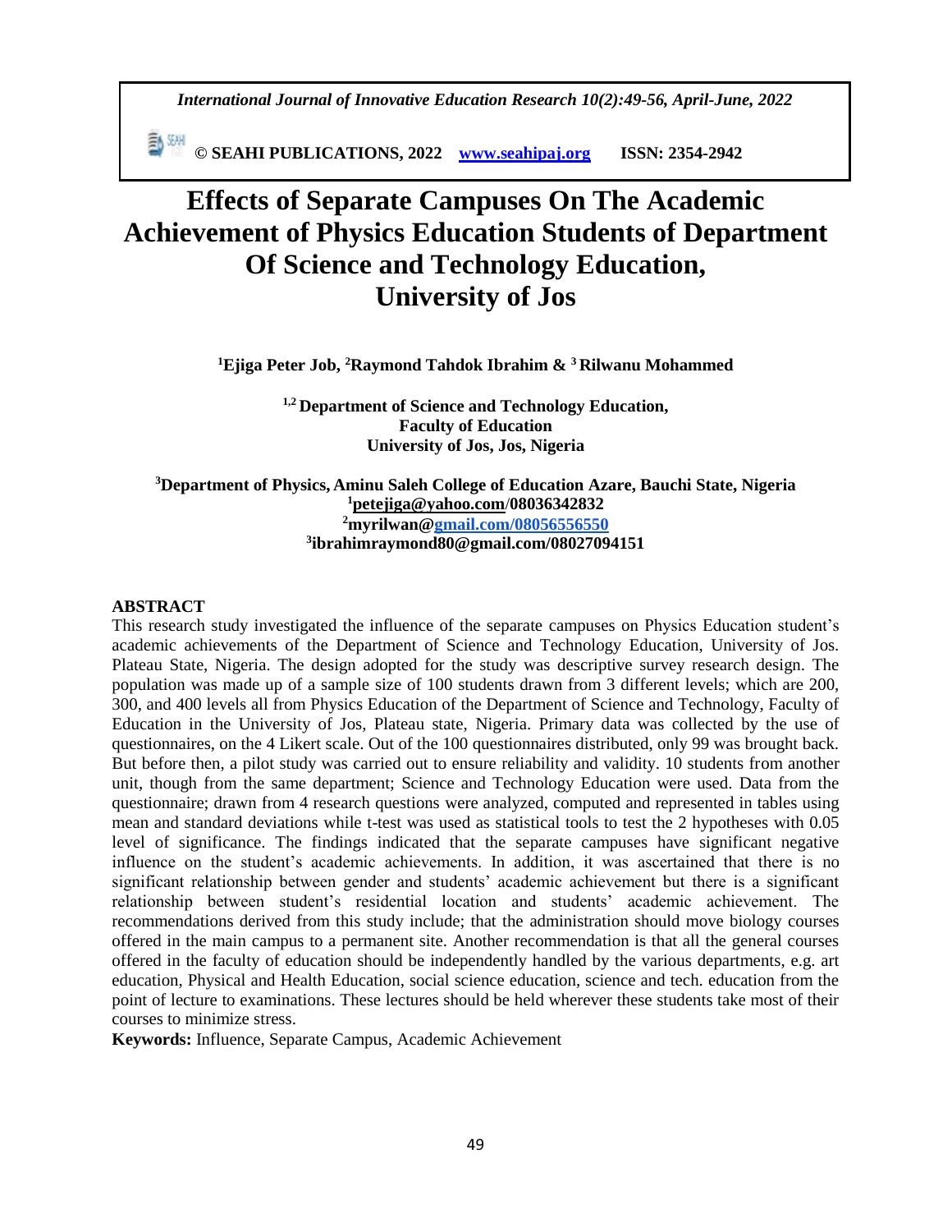# Effects of Separate Campuses On The Academic Achievement of Physics Education Students of Department Of Science and Technology Education, University of Jos

**[1]Ejiga Peter Job, [2]Raymond Tahdok Ibrahim & [3]Rilwanu Mohammed**

**[1,2] Department of Science and Technology Education,**
**Faculty of Education**
**University of Jos, Jos, Nigeria**

**[3]Department of Physics, Aminu Saleh College of Education Azare, Bauchi State, Nigeria**
**[1]petejiga@yahoo.com/08036342832**
**[2]myrilwan@gmail.com/08056556550**
**[3]ibrahimraymond80@gmail.com/08027094151**

## ABSTRACT

This research study investigated the influence of the separate campuses on Physics Education student's academic achievements of the Department of Science and Technology Education, University of Jos. Plateau State, Nigeria. The design adopted for the study was descriptive survey research design. The population was made up of a sample size of 100 students drawn from 3 different levels; which are 200, 300, and 400 levels all from Physics Education of the Department of Science and Technology, Faculty of Education in the University of Jos, Plateau state, Nigeria. Primary data was collected by the use of questionnaires, on the 4 Likert scale. Out of the 100 questionnaires distributed, only 99 was brought back. But before then, a pilot study was carried out to ensure reliability and validity. 10 students from another unit, though from the same department; Science and Technology Education were used. Data from the questionnaire; drawn from 4 research questions were analyzed, computed and represented in tables using mean and standard deviations while t-test was used as statistical tools to test the 2 hypotheses with 0.05 level of significance. The findings indicated that the separate campuses have significant negative influence on the student's academic achievements. In addition, it was ascertained that there is no significant relationship between gender and students' academic achievement but there is a significant relationship between student's residential location and students' academic achievement. The recommendations derived from this study include; that the administration should move biology courses offered in the main campus to a permanent site. Another recommendation is that all the general courses offered in the faculty of education should be independently handled by the various departments, e.g. art education, Physical and Health Education, social science education, science and tech. education from the point of lecture to examinations. These lectures should be held wherever these students take most of their courses to minimize stress.

**Keywords:** Influence, Separate Campus, Academic Achievement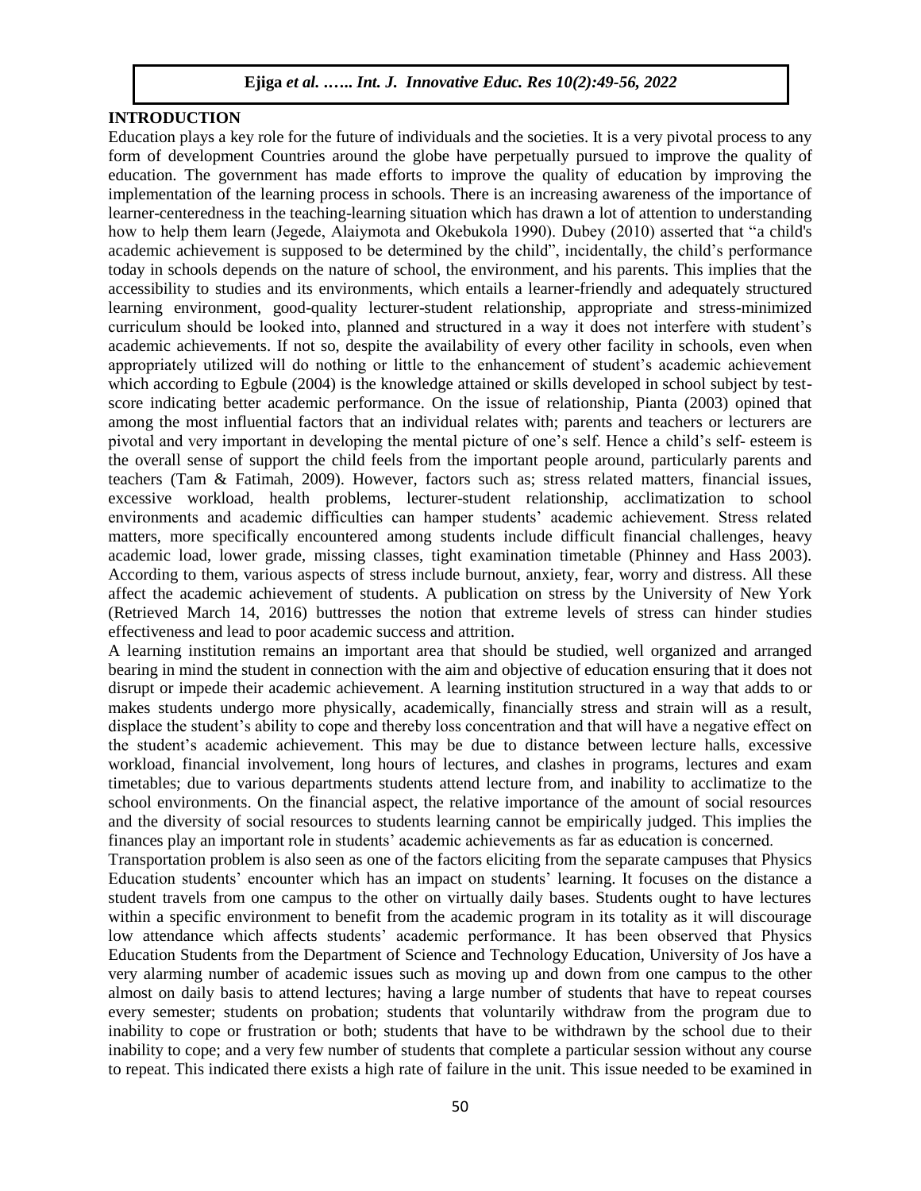## INTRODUCTION

Education plays a key role for the future of individuals and the societies. It is a very pivotal process to any form of development Countries around the globe have perpetually pursued to improve the quality of education. The government has made efforts to improve the quality of education by improving the implementation of the learning process in schools. There is an increasing awareness of the importance of learner-centeredness in the teaching-learning situation which has drawn a lot of attention to understanding how to help them learn (Jegede, Alaiymota and Okebukola 1990). Dubey (2010) asserted that "a child's academic achievement is supposed to be determined by the child", incidentally, the child's performance today in schools depends on the nature of school, the environment, and his parents. This implies that the accessibility to studies and its environments, which entails a learner-friendly and adequately structured learning environment, good-quality lecturer-student relationship, appropriate and stress-minimized curriculum should be looked into, planned and structured in a way it does not interfere with student's academic achievements. If not so, despite the availability of every other facility in schools, even when appropriately utilized will do nothing or little to the enhancement of student's academic achievement which according to Egbule (2004) is the knowledge attained or skills developed in school subject by test-score indicating better academic performance. On the issue of relationship, Pianta (2003) opined that among the most influential factors that an individual relates with; parents and teachers or lecturers are pivotal and very important in developing the mental picture of one's self. Hence a child's self- esteem is the overall sense of support the child feels from the important people around, particularly parents and teachers (Tam & Fatimah, 2009). However, factors such as; stress related matters, financial issues, excessive workload, health problems, lecturer-student relationship, acclimatization to school environments and academic difficulties can hamper students' academic achievement. Stress related matters, more specifically encountered among students include difficult financial challenges, heavy academic load, lower grade, missing classes, tight examination timetable (Phinney and Hass 2003). According to them, various aspects of stress include burnout, anxiety, fear, worry and distress. All these affect the academic achievement of students. A publication on stress by the University of New York (Retrieved March 14, 2016) buttresses the notion that extreme levels of stress can hinder studies effectiveness and lead to poor academic success and attrition.

A learning institution remains an important area that should be studied, well organized and arranged bearing in mind the student in connection with the aim and objective of education ensuring that it does not disrupt or impede their academic achievement. A learning institution structured in a way that adds to or makes students undergo more physically, academically, financially stress and strain will as a result, displace the student's ability to cope and thereby loss concentration and that will have a negative effect on the student's academic achievement. This may be due to distance between lecture halls, excessive workload, financial involvement, long hours of lectures, and clashes in programs, lectures and exam timetables; due to various departments students attend lecture from, and inability to acclimatize to the school environments. On the financial aspect, the relative importance of the amount of social resources and the diversity of social resources to students learning cannot be empirically judged. This implies the finances play an important role in students' academic achievements as far as education is concerned.

Transportation problem is also seen as one of the factors eliciting from the separate campuses that Physics Education students' encounter which has an impact on students' learning. It focuses on the distance a student travels from one campus to the other on virtually daily bases. Students ought to have lectures within a specific environment to benefit from the academic program in its totality as it will discourage low attendance which affects students' academic performance. It has been observed that Physics Education Students from the Department of Science and Technology Education, University of Jos have a very alarming number of academic issues such as moving up and down from one campus to the other almost on daily basis to attend lectures; having a large number of students that have to repeat courses every semester; students on probation; students that voluntarily withdraw from the program due to inability to cope or frustration or both; students that have to be withdrawn by the school due to their inability to cope; and a very few number of students that complete a particular session without any course to repeat. This indicated there exists a high rate of failure in the unit. This issue needed to be examined in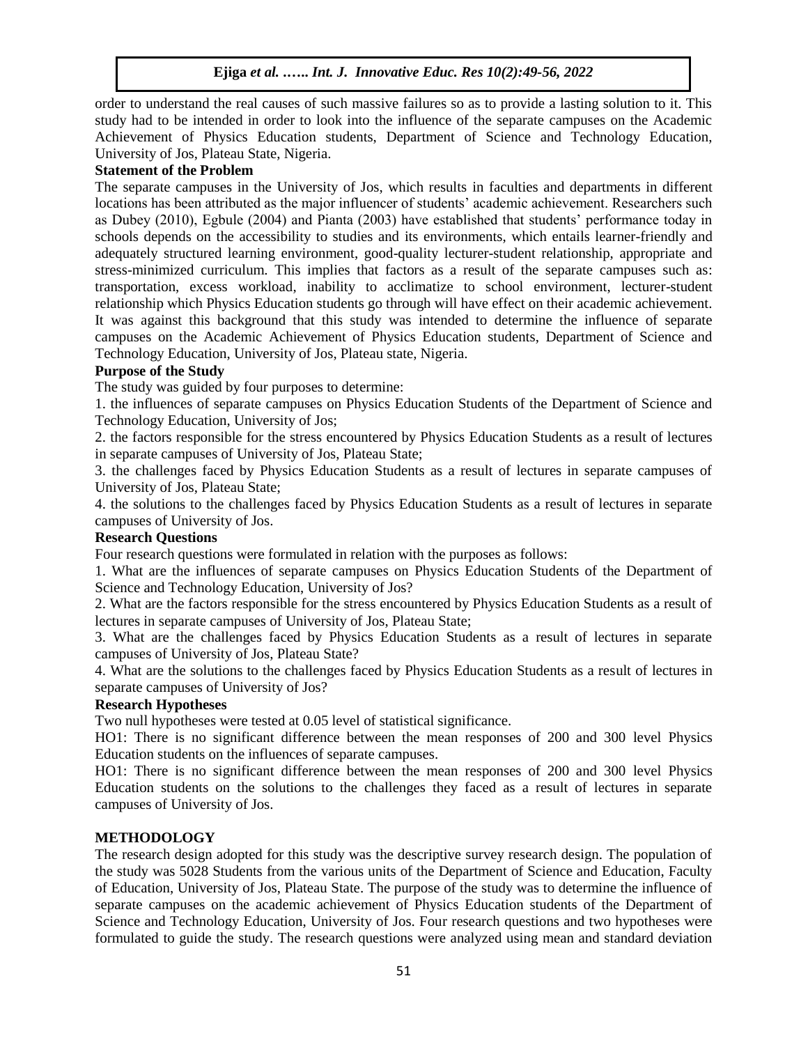order to understand the real causes of such massive failures so as to provide a lasting solution to it. This study had to be intended in order to look into the influence of the separate campuses on the Academic Achievement of Physics Education students, Department of Science and Technology Education, University of Jos, Plateau State, Nigeria.

### Statement of the Problem

The separate campuses in the University of Jos, which results in faculties and departments in different locations has been attributed as the major influencer of students' academic achievement. Researchers such as Dubey (2010), Egbule (2004) and Pianta (2003) have established that students' performance today in schools depends on the accessibility to studies and its environments, which entails learner-friendly and adequately structured learning environment, good-quality lecturer-student relationship, appropriate and stress-minimized curriculum. This implies that factors as a result of the separate campuses such as: transportation, excess workload, inability to acclimatize to school environment, lecturer-student relationship which Physics Education students go through will have effect on their academic achievement. It was against this background that this study was intended to determine the influence of separate campuses on the Academic Achievement of Physics Education students, Department of Science and Technology Education, University of Jos, Plateau state, Nigeria.

### Purpose of the Study

The study was guided by four purposes to determine:

1. the influences of separate campuses on Physics Education Students of the Department of Science and Technology Education, University of Jos;
2. the factors responsible for the stress encountered by Physics Education Students as a result of lectures in separate campuses of University of Jos, Plateau State;
3. the challenges faced by Physics Education Students as a result of lectures in separate campuses of University of Jos, Plateau State;
4. the solutions to the challenges faced by Physics Education Students as a result of lectures in separate campuses of University of Jos.

### Research Questions

Four research questions were formulated in relation with the purposes as follows:

1. What are the influences of separate campuses on Physics Education Students of the Department of Science and Technology Education, University of Jos?
2. What are the factors responsible for the stress encountered by Physics Education Students as a result of lectures in separate campuses of University of Jos, Plateau State;
3. What are the challenges faced by Physics Education Students as a result of lectures in separate campuses of University of Jos, Plateau State?
4. What are the solutions to the challenges faced by Physics Education Students as a result of lectures in separate campuses of University of Jos?

### Research Hypotheses

Two null hypotheses were tested at 0.05 level of statistical significance.

HO1: There is no significant difference between the mean responses of 200 and 300 level Physics Education students on the influences of separate campuses.

HO1: There is no significant difference between the mean responses of 200 and 300 level Physics Education students on the solutions to the challenges they faced as a result of lectures in separate campuses of University of Jos.

## METHODOLOGY

The research design adopted for this study was the descriptive survey research design. The population of the study was 5028 Students from the various units of the Department of Science and Education, Faculty of Education, University of Jos, Plateau State. The purpose of the study was to determine the influence of separate campuses on the academic achievement of Physics Education students of the Department of Science and Technology Education, University of Jos. Four research questions and two hypotheses were formulated to guide the study. The research questions were analyzed using mean and standard deviation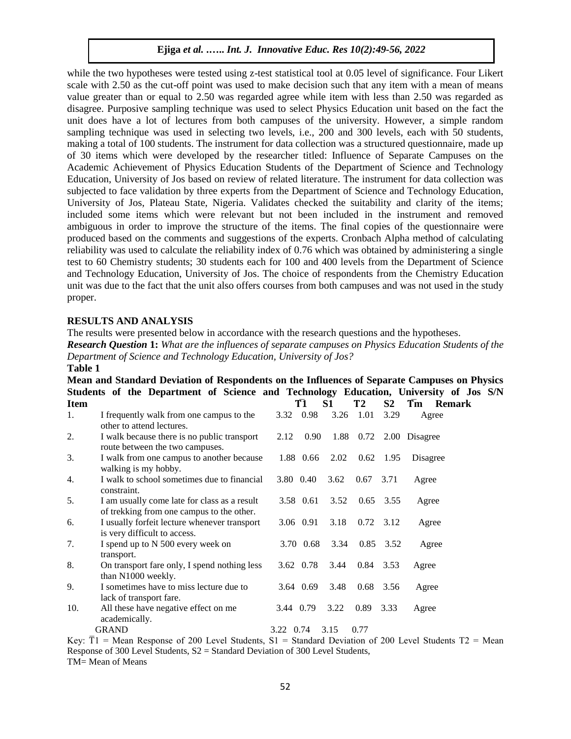while the two hypotheses were tested using z-test statistical tool at 0.05 level of significance. Four Likert scale with 2.50 as the cut-off point was used to make decision such that any item with a mean of means value greater than or equal to 2.50 was regarded agree while item with less than 2.50 was regarded as disagree. Purposive sampling technique was used to select Physics Education unit based on the fact the unit does have a lot of lectures from both campuses of the university. However, a simple random sampling technique was used in selecting two levels, i.e., 200 and 300 levels, each with 50 students, making a total of 100 students. The instrument for data collection was a structured questionnaire, made up of 30 items which were developed by the researcher titled: Influence of Separate Campuses on the Academic Achievement of Physics Education Students of the Department of Science and Technology Education, University of Jos based on review of related literature. The instrument for data collection was subjected to face validation by three experts from the Department of Science and Technology Education, University of Jos, Plateau State, Nigeria. Validates checked the suitability and clarity of the items; included some items which were relevant but not been included in the instrument and removed ambiguous in order to improve the structure of the items. The final copies of the questionnaire were produced based on the comments and suggestions of the experts. Cronbach Alpha method of calculating reliability was used to calculate the reliability index of 0.76 which was obtained by administering a single test to 60 Chemistry students; 30 students each for 100 and 400 levels from the Department of Science and Technology Education, University of Jos. The choice of respondents from the Chemistry Education unit was due to the fact that the unit also offers courses from both campuses and was not used in the study proper.

## RESULTS AND ANALYSIS

The results were presented below in accordance with the research questions and the hypotheses.

***Research Question* 1:** *What are the influences of separate campuses on Physics Education Students of the Department of Science and Technology Education, University of Jos?*

**Table 1**

**Mean and Standard Deviation of Respondents on the Influences of Separate Campuses on Physics Students of the Department of Science and Technology Education, University of Jos**

| S/N | Item | $\bar{T}1$ | S1 | T2 | S2 | $\bar{T}m$ | Remark |
|---|---|---|---|---|---|---|---|
| 1. | I frequently walk from one campus to the other to attend lectures. | 3.32 | 0.98 | 3.26 | 1.01 | 3.29 | Agree |
| 2. | I walk because there is no public transport route between the two campuses. | 2.12 | 0.90 | 1.88 | 0.72 | 2.00 | Disagree |
| 3. | I walk from one campus to another because walking is my hobby. | 1.88 | 0.66 | 2.02 | 0.62 | 1.95 | Disagree |
| 4. | I walk to school sometimes due to financial constraint. | 3.80 | 0.40 | 3.62 | 0.67 | 3.71 | Agree |
| 5. | I am usually come late for class as a result of trekking from one campus to the other. | 3.58 | 0.61 | 3.52 | 0.65 | 3.55 | Agree |
| 6. | I usually forfeit lecture whenever transport is very difficult to access. | 3.06 | 0.91 | 3.18 | 0.72 | 3.12 | Agree |
| 7. | I spend up to N 500 every week on transport. | 3.70 | 0.68 | 3.34 | 0.85 | 3.52 | Agree |
| 8. | On transport fare only, I spend nothing less than N1000 weekly. | 3.62 | 0.78 | 3.44 | 0.84 | 3.53 | Agree |
| 9. | I sometimes have to miss lecture due to lack of transport fare. | 3.64 | 0.69 | 3.48 | 0.68 | 3.56 | Agree |
| 10. | All these have negative effect on me academically. | 3.44 | 0.79 | 3.22 | 0.89 | 3.33 | Agree |
| | GRAND | 3.22 | 0.74 | 3.15 | 0.77 | | |

Key: $\bar{T}1$ = Mean Response of 200 Level Students, S1 = Standard Deviation of 200 Level Students T2 = Mean Response of 300 Level Students, S2 = Standard Deviation of 300 Level Students,
TM= Mean of Means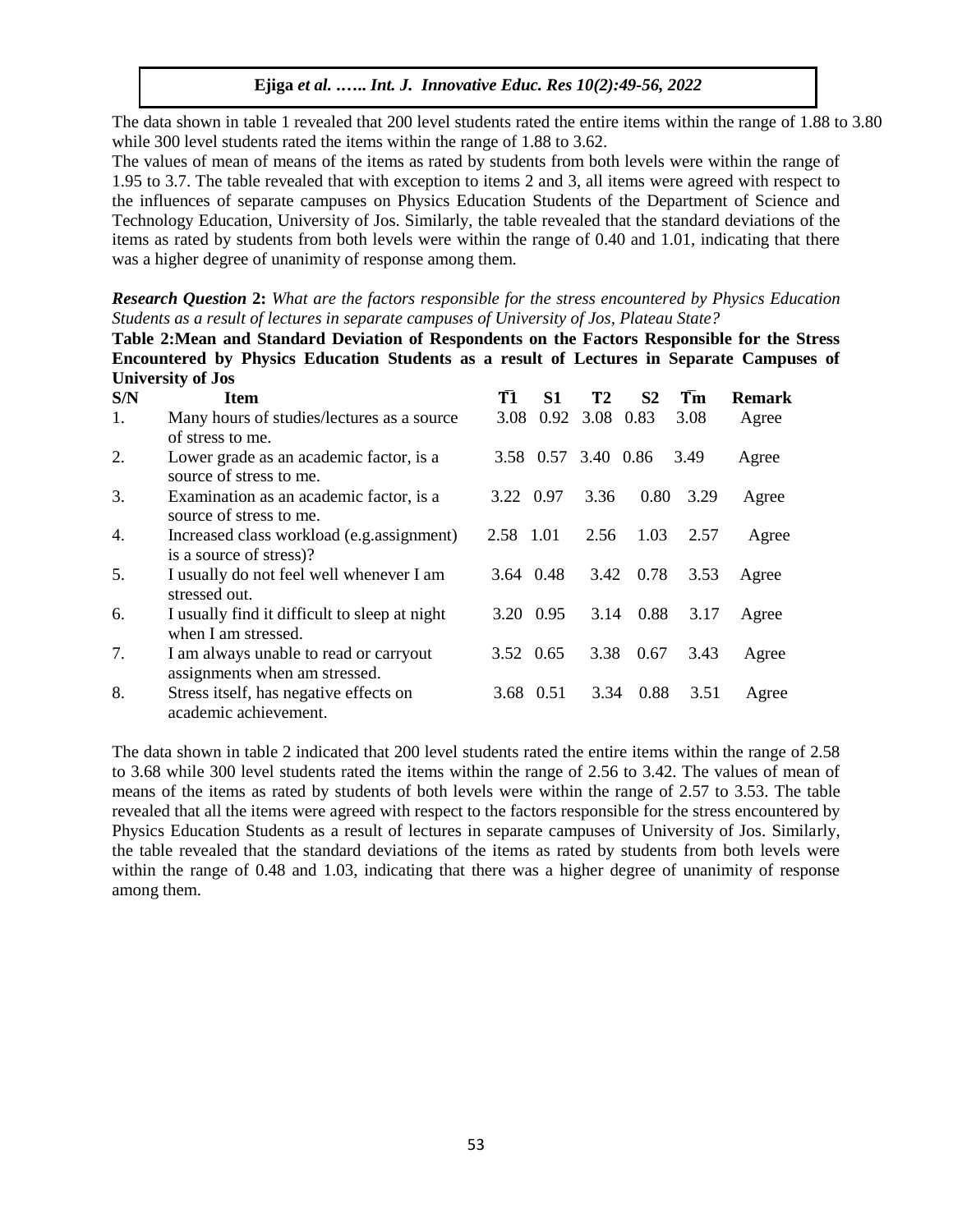The data shown in table 1 revealed that 200 level students rated the entire items within the range of 1.88 to 3.80 while 300 level students rated the items within the range of 1.88 to 3.62.

The values of mean of means of the items as rated by students from both levels were within the range of 1.95 to 3.7. The table revealed that with exception to items 2 and 3, all items were agreed with respect to the influences of separate campuses on Physics Education Students of the Department of Science and Technology Education, University of Jos. Similarly, the table revealed that the standard deviations of the items as rated by students from both levels were within the range of 0.40 and 1.01, indicating that there was a higher degree of unanimity of response among them.

***Research Question* 2:** *What are the factors responsible for the stress encountered by Physics Education Students as a result of lectures in separate campuses of University of Jos, Plateau State?*

**Table 2:Mean and Standard Deviation of Respondents on the Factors Responsible for the Stress Encountered by Physics Education Students as a result of Lectures in Separate Campuses of University of Jos**

| S/N | Item | $\bar{T}1$ | S1 | T2 | S2 | $\bar{T}m$ | Remark |
|---|---|---|---|---|---|---|---|
| 1. | Many hours of studies/lectures as a source of stress to me. | 3.08 | 0.92 | 3.08 | 0.83 | 3.08 | Agree |
| 2. | Lower grade as an academic factor, is a source of stress to me. | 3.58 | 0.57 | 3.40 | 0.86 | 3.49 | Agree |
| 3. | Examination as an academic factor, is a source of stress to me. | 3.22 | 0.97 | 3.36 | 0.80 | 3.29 | Agree |
| 4. | Increased class workload (e.g.assignment) is a source of stress)? | 2.58 | 1.01 | 2.56 | 1.03 | 2.57 | Agree |
| 5. | I usually do not feel well whenever I am stressed out. | 3.64 | 0.48 | 3.42 | 0.78 | 3.53 | Agree |
| 6. | I usually find it difficult to sleep at night when I am stressed. | 3.20 | 0.95 | 3.14 | 0.88 | 3.17 | Agree |
| 7. | I am always unable to read or carryout assignments when am stressed. | 3.52 | 0.65 | 3.38 | 0.67 | 3.43 | Agree |
| 8. | Stress itself, has negative effects on academic achievement. | 3.68 | 0.51 | 3.34 | 0.88 | 3.51 | Agree |

The data shown in table 2 indicated that 200 level students rated the entire items within the range of 2.58 to 3.68 while 300 level students rated the items within the range of 2.56 to 3.42. The values of mean of means of the items as rated by students of both levels were within the range of 2.57 to 3.53. The table revealed that all the items were agreed with respect to the factors responsible for the stress encountered by Physics Education Students as a result of lectures in separate campuses of University of Jos. Similarly, the table revealed that the standard deviations of the items as rated by students from both levels were within the range of 0.48 and 1.03, indicating that there was a higher degree of unanimity of response among them.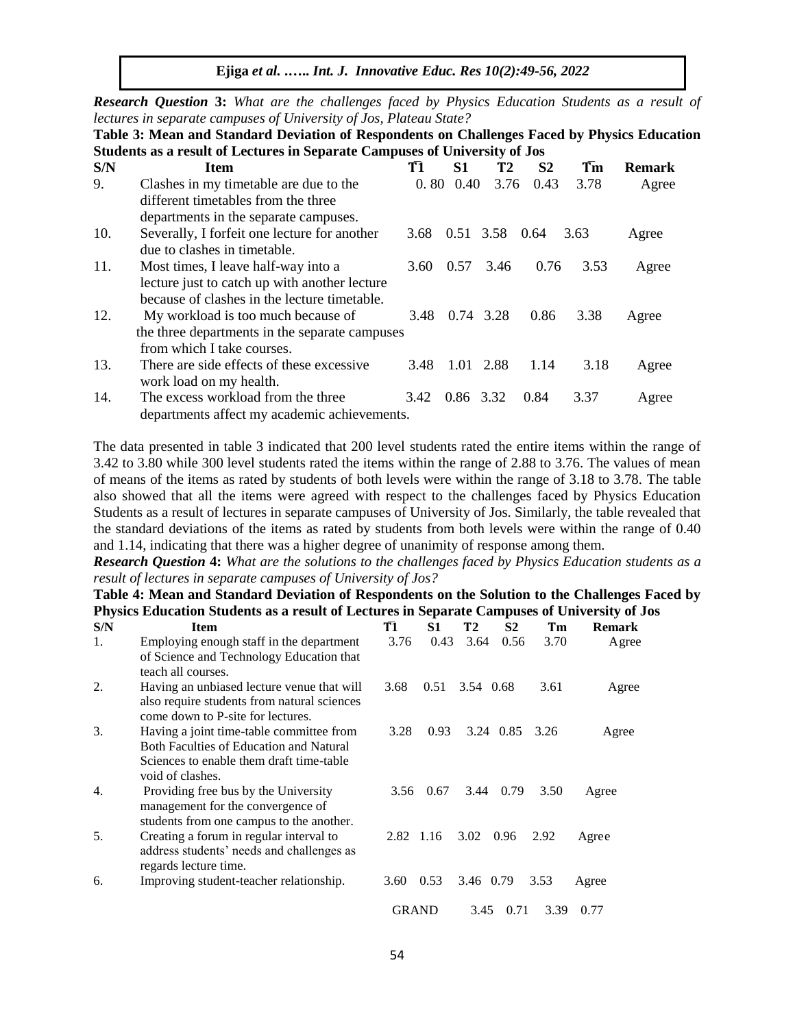***Research Question* 3:** *What are the challenges faced by Physics Education Students as a result of lectures in separate campuses of University of Jos, Plateau State?*

**Table 3: Mean and Standard Deviation of Respondents on Challenges Faced by Physics Education Students as a result of Lectures in Separate Campuses of University of Jos**

| S/N | Item | T̄1 | S1 | T2 | S2 | T̄m | Remark |
|---|---|---|---|---|---|---|---|
| 9. | Clashes in my timetable are due to the different timetables from the three departments in the separate campuses. | 0. 80 | 0.40 | 3.76 | 0.43 | 3.78 | Agree |
| 10. | Severally, I forfeit one lecture for another due to clashes in timetable. | 3.68 | 0.51 | 3.58 | 0.64 | 3.63 | Agree |
| 11. | Most times, I leave half-way into a lecture just to catch up with another lecture because of clashes in the lecture timetable. | 3.60 | 0.57 | 3.46 | 0.76 | 3.53 | Agree |
| 12. | My workload is too much because of the three departments in the separate campuses from which I take courses. | 3.48 | 0.74 | 3.28 | 0.86 | 3.38 | Agree |
| 13. | There are side effects of these excessive work load on my health. | 3.48 | 1.01 | 2.88 | 1.14 | 3.18 | Agree |
| 14. | The excess workload from the three departments affect my academic achievements. | 3.42 | 0.86 | 3.32 | 0.84 | 3.37 | Agree |

The data presented in table 3 indicated that 200 level students rated the entire items within the range of 3.42 to 3.80 while 300 level students rated the items within the range of 2.88 to 3.76. The values of mean of means of the items as rated by students of both levels were within the range of 3.18 to 3.78. The table also showed that all the items were agreed with respect to the challenges faced by Physics Education Students as a result of lectures in separate campuses of University of Jos. Similarly, the table revealed that the standard deviations of the items as rated by students from both levels were within the range of 0.40 and 1.14, indicating that there was a higher degree of unanimity of response among them.

***Research Question* 4:** *What are the solutions to the challenges faced by Physics Education students as a result of lectures in separate campuses of University of Jos?*

**Table 4: Mean and Standard Deviation of Respondents on the Solution to the Challenges Faced by Physics Education Students as a result of Lectures in Separate Campuses of University of Jos**

| S/N | Item | T̄1 | S1 | T2 | S2 | Tm | Remark |
|---|---|---|---|---|---|---|---|
| 1. | Employing enough staff in the department of Science and Technology Education that teach all courses. | 3.76 | 0.43 | 3.64 | 0.56 | 3.70 | Agree |
| 2. | Having an unbiased lecture venue that will also require students from natural sciences come down to P-site for lectures. | 3.68 | 0.51 | 3.54 | 0.68 | 3.61 | Agree |
| 3. | Having a joint time-table committee from Both Faculties of Education and Natural Sciences to enable them draft time-table void of clashes. | 3.28 | 0.93 | 3.24 | 0.85 | 3.26 | Agree |
| 4. | Providing free bus by the University management for the convergence of students from one campus to the another. | 3.56 | 0.67 | 3.44 | 0.79 | 3.50 | Agree |
| 5. | Creating a forum in regular interval to address students' needs and challenges as regards lecture time. | 2.82 | 1.16 | 3.02 | 0.96 | 2.92 | Agree |
| 6. | Improving student-teacher relationship. | 3.60 | 0.53 | 3.46 | 0.79 | 3.53 | Agree |
| | | GRAND | | 3.45 | 0.71 | 3.39 | 0.77 |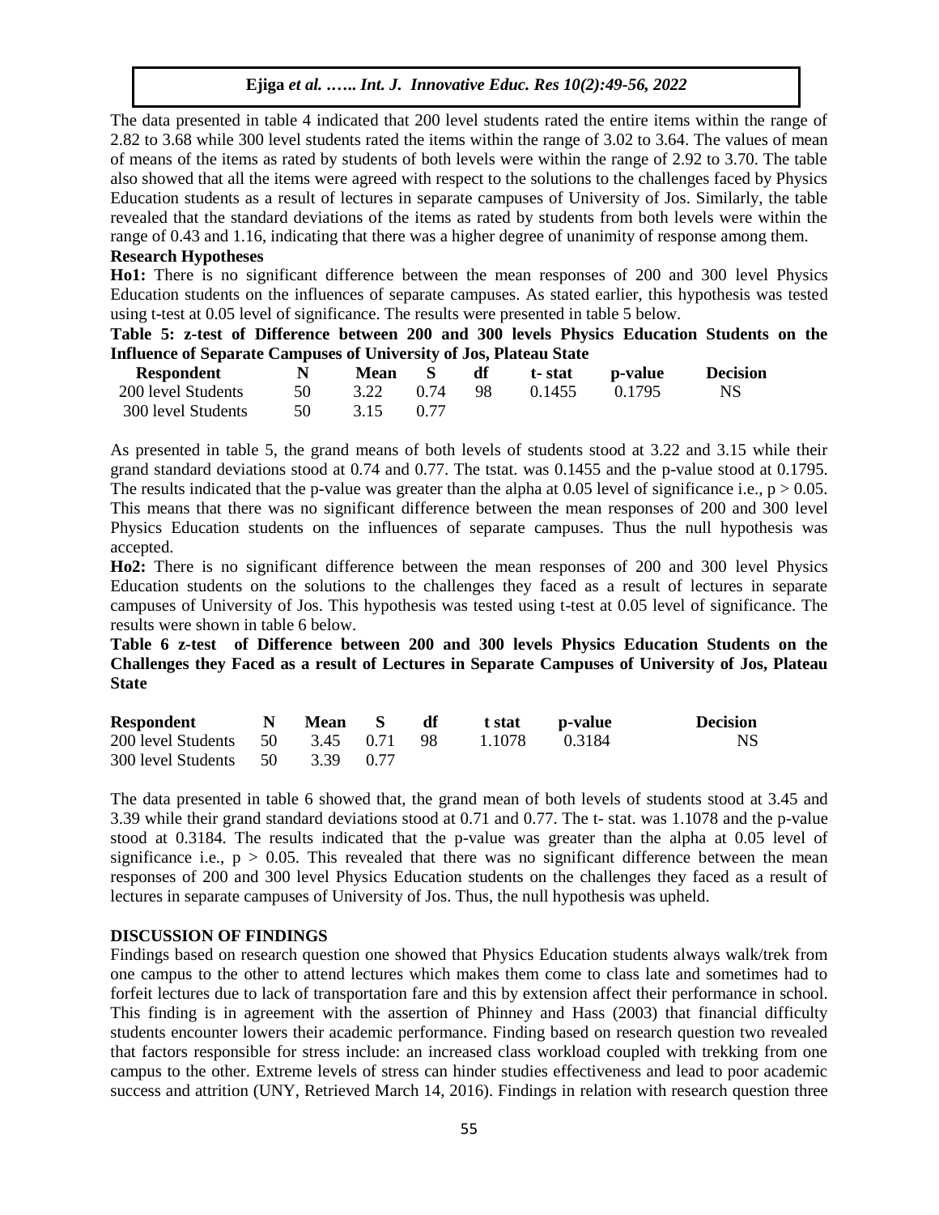The data presented in table 4 indicated that 200 level students rated the entire items within the range of 2.82 to 3.68 while 300 level students rated the items within the range of 3.02 to 3.64. The values of mean of means of the items as rated by students of both levels were within the range of 2.92 to 3.70. The table also showed that all the items were agreed with respect to the solutions to the challenges faced by Physics Education students as a result of lectures in separate campuses of University of Jos. Similarly, the table revealed that the standard deviations of the items as rated by students from both levels were within the range of 0.43 and 1.16, indicating that there was a higher degree of unanimity of response among them.

**Research Hypotheses**

**Ho1:** There is no significant difference between the mean responses of 200 and 300 level Physics Education students on the influences of separate campuses. As stated earlier, this hypothesis was tested using t-test at 0.05 level of significance. The results were presented in table 5 below.

**Table 5: z-test of Difference between 200 and 300 levels Physics Education Students on the Influence of Separate Campuses of University of Jos, Plateau State**

| Respondent | N | Mean | S | df | t- stat | p-value | Decision |
|---|---|---|---|---|---|---|---|
| 200 level Students | 50 | 3.22 | 0.74 | 98 | 0.1455 | 0.1795 | NS |
| 300 level Students | 50 | 3.15 | 0.77 | | | | |

As presented in table 5, the grand means of both levels of students stood at 3.22 and 3.15 while their grand standard deviations stood at 0.74 and 0.77. The tstat. was 0.1455 and the p-value stood at 0.1795. The results indicated that the p-value was greater than the alpha at 0.05 level of significance i.e., $p > 0.05$. This means that there was no significant difference between the mean responses of 200 and 300 level Physics Education students on the influences of separate campuses. Thus the null hypothesis was accepted.

**Ho2:** There is no significant difference between the mean responses of 200 and 300 level Physics Education students on the solutions to the challenges they faced as a result of lectures in separate campuses of University of Jos. This hypothesis was tested using t-test at 0.05 level of significance. The results were shown in table 6 below.

**Table 6 z-test of Difference between 200 and 300 levels Physics Education Students on the Challenges they Faced as a result of Lectures in Separate Campuses of University of Jos, Plateau State**

| Respondent | N | Mean | S | df | t stat | p-value | Decision |
|---|---|---|---|---|---|---|---|
| 200 level Students | 50 | 3.45 | 0.71 | 98 | 1.1078 | 0.3184 | NS |
| 300 level Students | 50 | 3.39 | 0.77 | | | | |

The data presented in table 6 showed that, the grand mean of both levels of students stood at 3.45 and 3.39 while their grand standard deviations stood at 0.71 and 0.77. The t- stat. was 1.1078 and the p-value stood at 0.3184. The results indicated that the p-value was greater than the alpha at 0.05 level of significance i.e., $p > 0.05$. This revealed that there was no significant difference between the mean responses of 200 and 300 level Physics Education students on the challenges they faced as a result of lectures in separate campuses of University of Jos. Thus, the null hypothesis was upheld.

## DISCUSSION OF FINDINGS

Findings based on research question one showed that Physics Education students always walk/trek from one campus to the other to attend lectures which makes them come to class late and sometimes had to forfeit lectures due to lack of transportation fare and this by extension affect their performance in school. This finding is in agreement with the assertion of Phinney and Hass (2003) that financial difficulty students encounter lowers their academic performance. Finding based on research question two revealed that factors responsible for stress include: an increased class workload coupled with trekking from one campus to the other. Extreme levels of stress can hinder studies effectiveness and lead to poor academic success and attrition (UNY, Retrieved March 14, 2016). Findings in relation with research question three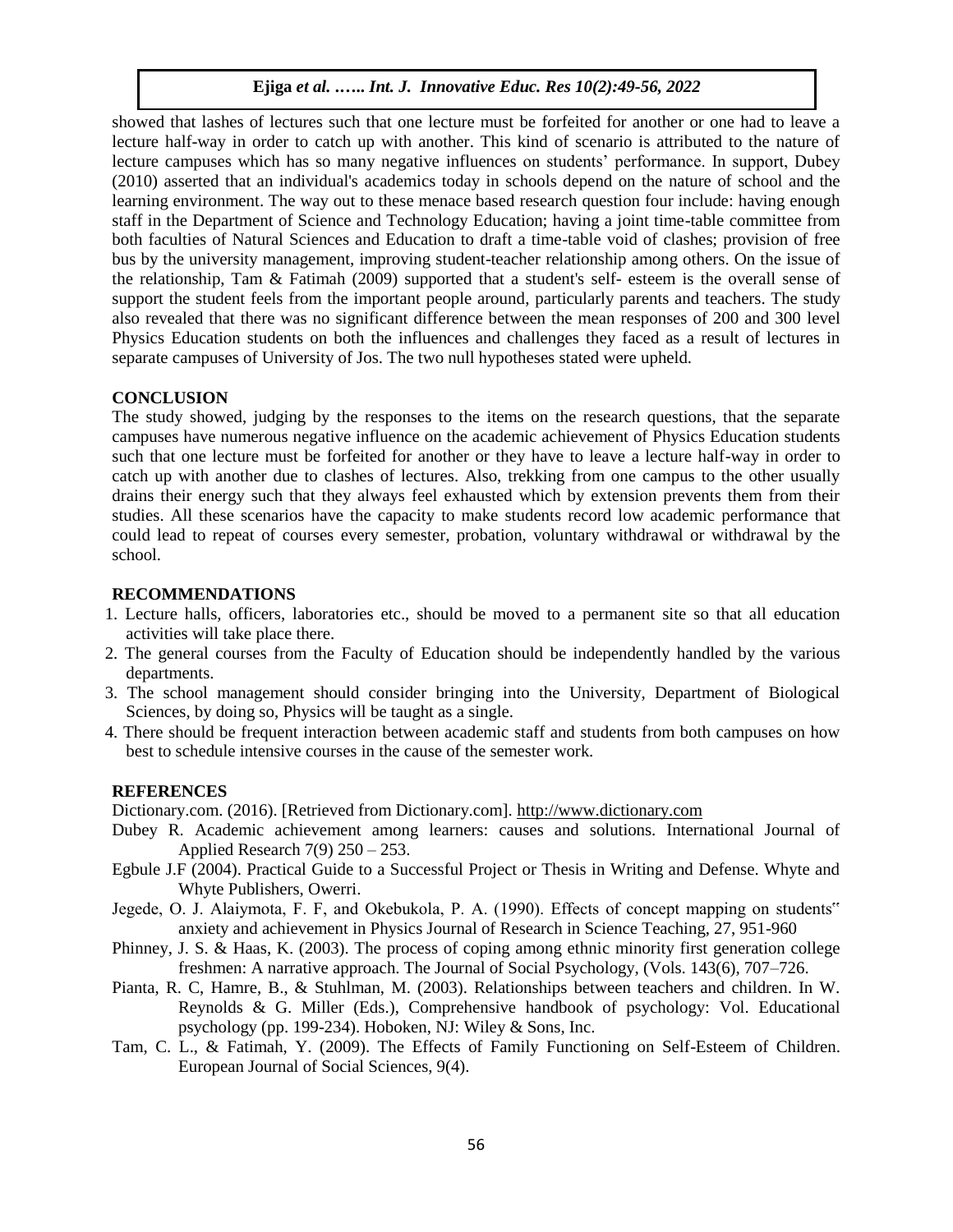showed that lashes of lectures such that one lecture must be forfeited for another or one had to leave a lecture half-way in order to catch up with another. This kind of scenario is attributed to the nature of lecture campuses which has so many negative influences on students' performance. In support, Dubey (2010) asserted that an individual's academics today in schools depend on the nature of school and the learning environment. The way out to these menace based research question four include: having enough staff in the Department of Science and Technology Education; having a joint time-table committee from both faculties of Natural Sciences and Education to draft a time-table void of clashes; provision of free bus by the university management, improving student-teacher relationship among others. On the issue of the relationship, Tam & Fatimah (2009) supported that a student's self- esteem is the overall sense of support the student feels from the important people around, particularly parents and teachers. The study also revealed that there was no significant difference between the mean responses of 200 and 300 level Physics Education students on both the influences and challenges they faced as a result of lectures in separate campuses of University of Jos. The two null hypotheses stated were upheld.

## CONCLUSION

The study showed, judging by the responses to the items on the research questions, that the separate campuses have numerous negative influence on the academic achievement of Physics Education students such that one lecture must be forfeited for another or they have to leave a lecture half-way in order to catch up with another due to clashes of lectures. Also, trekking from one campus to the other usually drains their energy such that they always feel exhausted which by extension prevents them from their studies. All these scenarios have the capacity to make students record low academic performance that could lead to repeat of courses every semester, probation, voluntary withdrawal or withdrawal by the school.

## RECOMMENDATIONS

1. Lecture halls, officers, laboratories etc., should be moved to a permanent site so that all education activities will take place there.
2. The general courses from the Faculty of Education should be independently handled by the various departments.
3. The school management should consider bringing into the University, Department of Biological Sciences, by doing so, Physics will be taught as a single.
4. There should be frequent interaction between academic staff and students from both campuses on how best to schedule intensive courses in the cause of the semester work.

## REFERENCES

Dictionary.com. (2016). [Retrieved from Dictionary.com]. http://www.dictionary.com

Dubey R. Academic achievement among learners: causes and solutions. International Journal of Applied Research 7(9) 250 – 253.

Egbule J.F (2004). Practical Guide to a Successful Project or Thesis in Writing and Defense. Whyte and Whyte Publishers, Owerri.

Jegede, O. J. Alaiymota, F. F, and Okebukola, P. A. (1990). Effects of concept mapping on students" anxiety and achievement in Physics Journal of Research in Science Teaching, 27, 951-960

Phinney, J. S. & Haas, K. (2003). The process of coping among ethnic minority first generation college freshmen: A narrative approach. The Journal of Social Psychology, (Vols. 143(6), 707–726.

Pianta, R. C, Hamre, B., & Stuhlman, M. (2003). Relationships between teachers and children. In W. Reynolds & G. Miller (Eds.), Comprehensive handbook of psychology: Vol. Educational psychology (pp. 199-234). Hoboken, NJ: Wiley & Sons, Inc.

Tam, C. L., & Fatimah, Y. (2009). The Effects of Family Functioning on Self-Esteem of Children. European Journal of Social Sciences, 9(4).